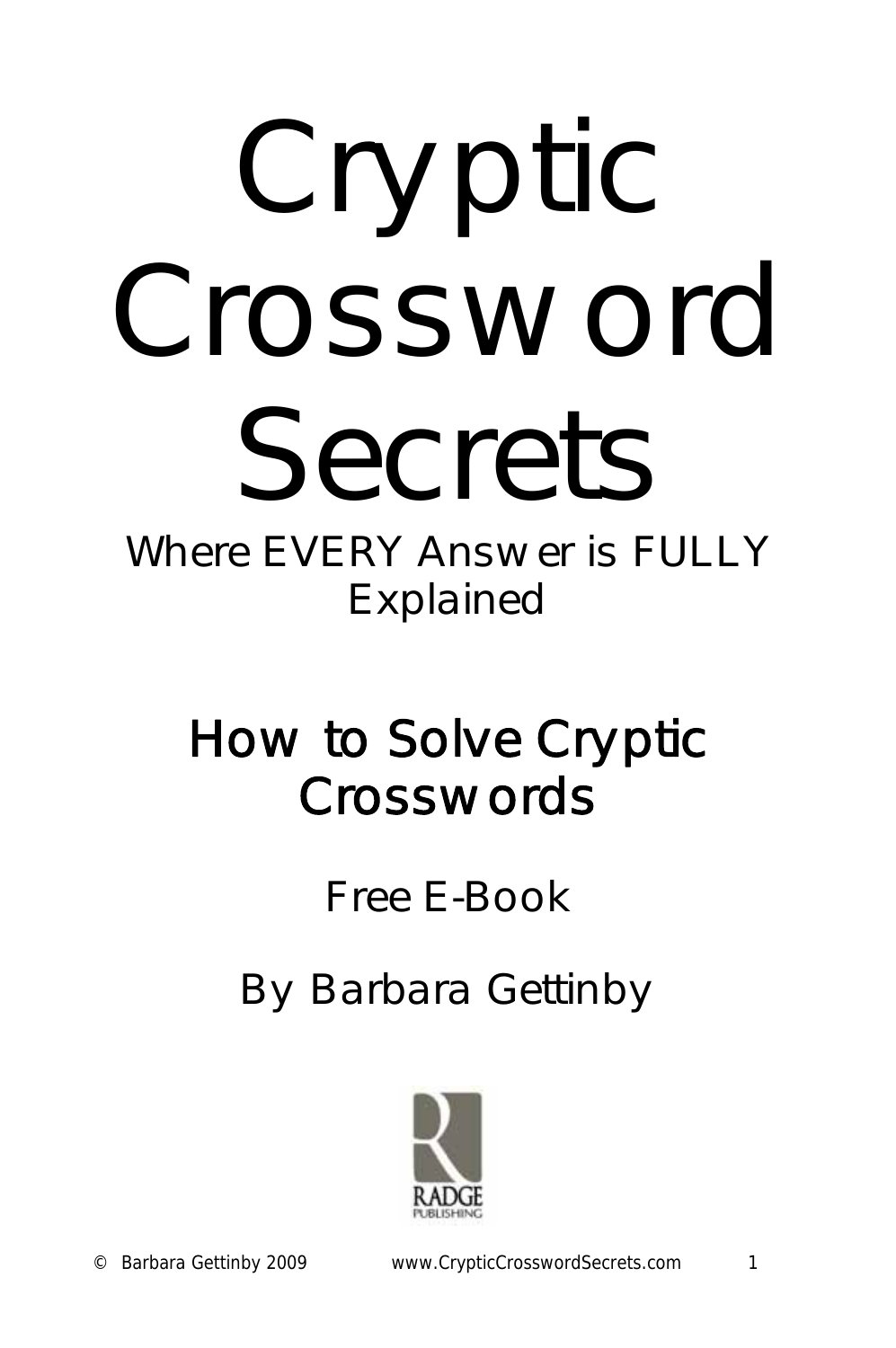# Cryptic Crossword Secrets

Where EVERY Answer is FULLY Explained

## How to Solve Cryptic Crosswords

Free E-Book

By Barbara Gettinby

RADGE PUBLISHING

© Barbara Gettinby 2009 www.CrypticCrosswordSecrets.com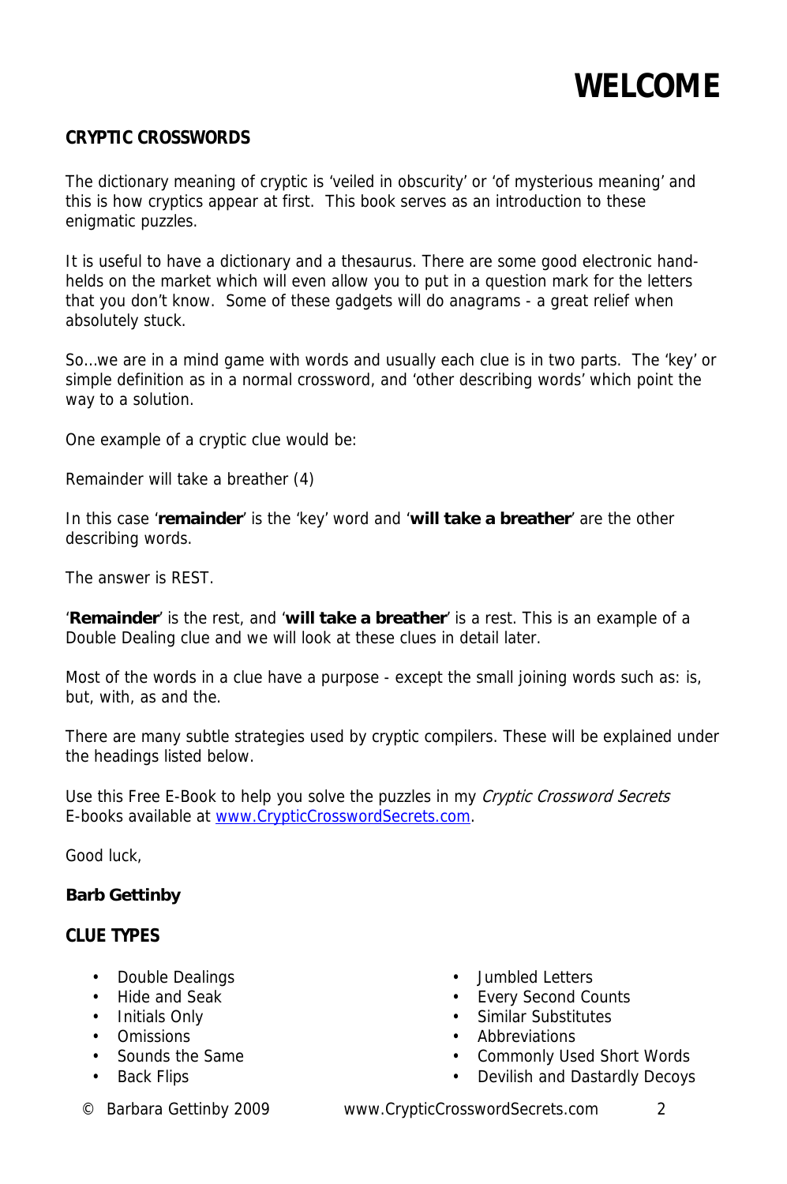# WELCOME

## CRYPTIC CROSSWORDS

The dictionary meaning of cryptic is 'veiled in obscurity' or 'of mysterious meaning' and this is how cryptics appear at first. This book serves as an introduction to these enigmatic puzzles.

It is useful to have a dictionary and a thesaurus. There are some good electronic hand-helds on the market which will even allow you to put in a question mark for the letters that you don't know. Some of these gadgets will do anagrams - a great relief when absolutely stuck.

So…we are in a mind game with words and usually each clue is in two parts. The 'key' or simple definition as in a normal crossword, and 'other describing words' which point the way to a solution.

One example of a cryptic clue would be:

Remainder will take a breather (4)

In this case '**remainder**' is the 'key' word and '**will take a breather**' are the other describing words.

The answer is REST.

'**Remainder**' is the rest, and '**will take a breather**' is a rest. This is an example of a Double Dealing clue and we will look at these clues in detail later.

Most of the words in a clue have a purpose - except the small joining words such as: is, but, with, as and the.

There are many subtle strategies used by cryptic compilers. These will be explained under the headings listed below.

Use this Free E-Book to help you solve the puzzles in my *Cryptic Crossword Secrets* E-books available at [www.CrypticCrosswordSecrets.com](http://www.CrypticCrosswordSecrets.com).

Good luck,

**Barb Gettinby**

## CLUE TYPES

- Double Dealings
- Hide and Seak
- Initials Only
- Omissions
- Sounds the Same
- Back Flips
- Jumbled Letters
- Every Second Counts
- Similar Substitutes
- Abbreviations
- Commonly Used Short Words
- Devilish and Dastardly Decoys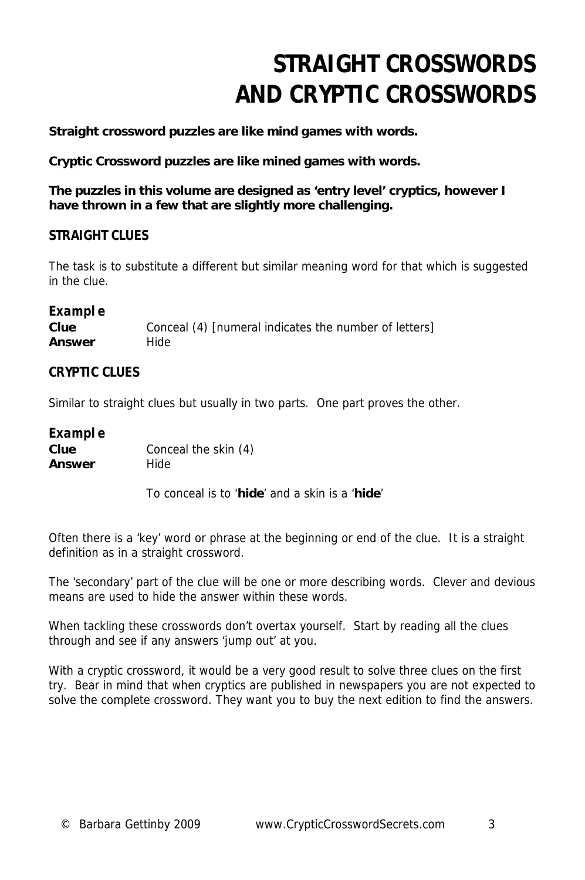# STRAIGHT CROSSWORDS AND CRYPTIC CROSSWORDS

**Straight crossword puzzles are like mind games with words.**

**Cryptic Crossword puzzles are like mined games with words.**

**The puzzles in this volume are designed as 'entry level' cryptics, however I have thrown in a few that are slightly more challenging.**

## STRAIGHT CLUES

The task is to substitute a different but similar meaning word for that which is suggested in the clue.

***Example***

**Clue** Conceal (4) [numeral indicates the number of letters]
**Answer** Hide

## CRYPTIC CLUES

Similar to straight clues but usually in two parts. One part proves the other.

***Example***

**Clue** Conceal the skin (4)
**Answer** Hide

To conceal is to '**hide**' and a skin is a '**hide**'

Often there is a 'key' word or phrase at the beginning or end of the clue. It is a straight definition as in a straight crossword.

The 'secondary' part of the clue will be one or more describing words. Clever and devious means are used to hide the answer within these words.

When tackling these crosswords don't overtax yourself. Start by reading all the clues through and see if any answers 'jump out' at you.

With a cryptic crossword, it would be a very good result to solve three clues on the first try. Bear in mind that when cryptics are published in newspapers you are not expected to solve the complete crossword. They want you to buy the next edition to find the answers.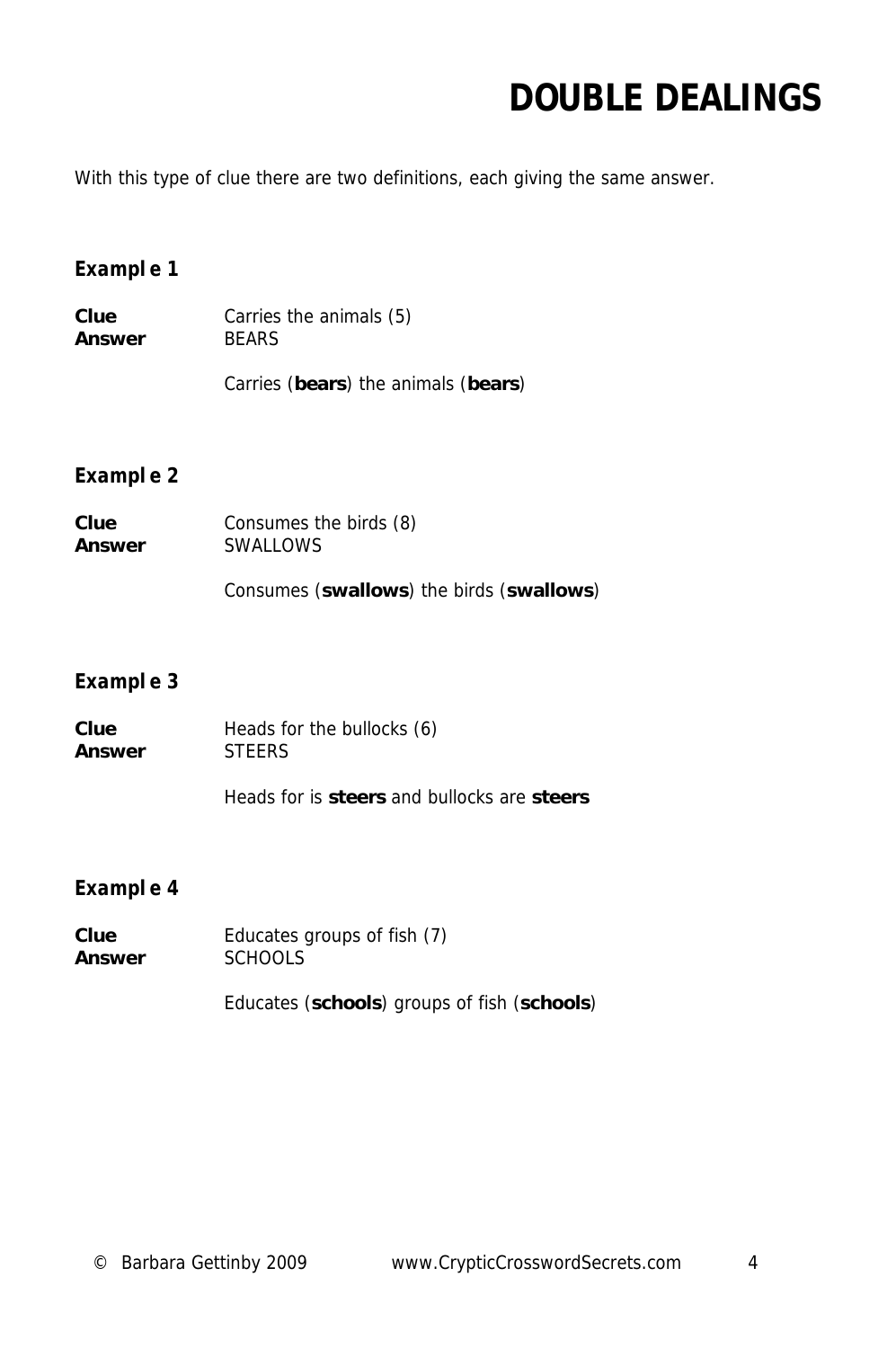# DOUBLE DEALINGS

With this type of clue there are two definitions, each giving the same answer.

***Example 1***

**Clue** Carries the animals (5)
**Answer** BEARS

Carries (**bears**) the animals (**bears**)

***Example 2***

**Clue** Consumes the birds (8)
**Answer** SWALLOWS

Consumes (**swallows**) the birds (**swallows**)

***Example 3***

**Clue** Heads for the bullocks (6)
**Answer** STEERS

Heads for is **steers** and bullocks are **steers**

***Example 4***

**Clue** Educates groups of fish (7)
**Answer** SCHOOLS

Educates (**schools**) groups of fish (**schools**)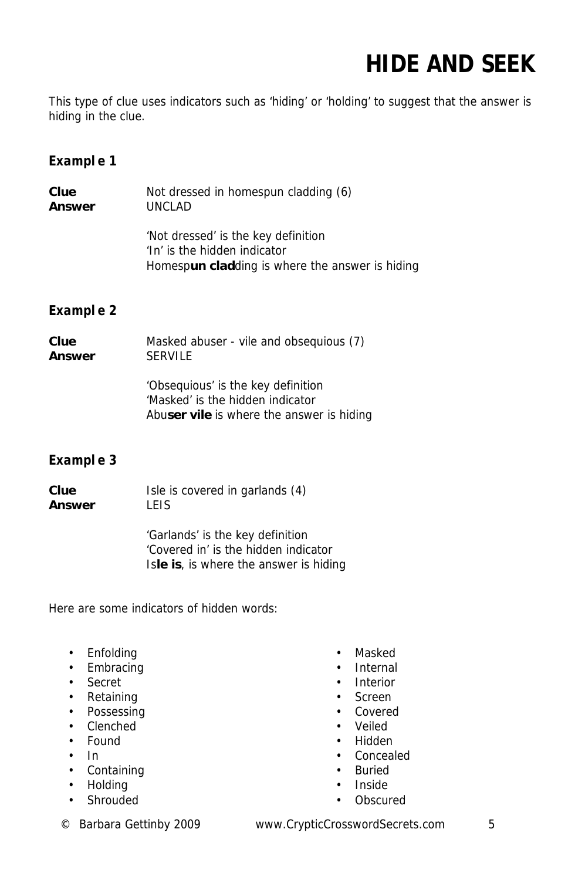# HIDE AND SEEK

This type of clue uses indicators such as 'hiding' or 'holding' to suggest that the answer is hiding in the clue.

### *Example 1*

**Clue** Not dressed in homespun cladding (6)
**Answer** UNCLAD

'Not dressed' is the key definition
'In' is the hidden indicator
Homesp**un clad**ding is where the answer is hiding

### *Example 2*

**Clue** Masked abuser - vile and obsequious (7)
**Answer** SERVILE

'Obsequious' is the key definition
'Masked' is the hidden indicator
Abu**ser vile** is where the answer is hiding

### *Example 3*

**Clue** Isle is covered in garlands (4)
**Answer** LEIS

'Garlands' is the key definition
'Covered in' is the hidden indicator
Is**le is**, is where the answer is hiding

Here are some indicators of hidden words:

- Enfolding
- Embracing
- Secret
- Retaining
- Possessing
- Clenched
- Found
- In
- Containing
- Holding
- Shrouded
- Masked
- Internal
- Interior
- Screen
- Covered
- Veiled
- Hidden
- Concealed
- Buried
- Inside
- Obscured

© Barbara Gettinby 2009 www.CrypticCrosswordSecrets.com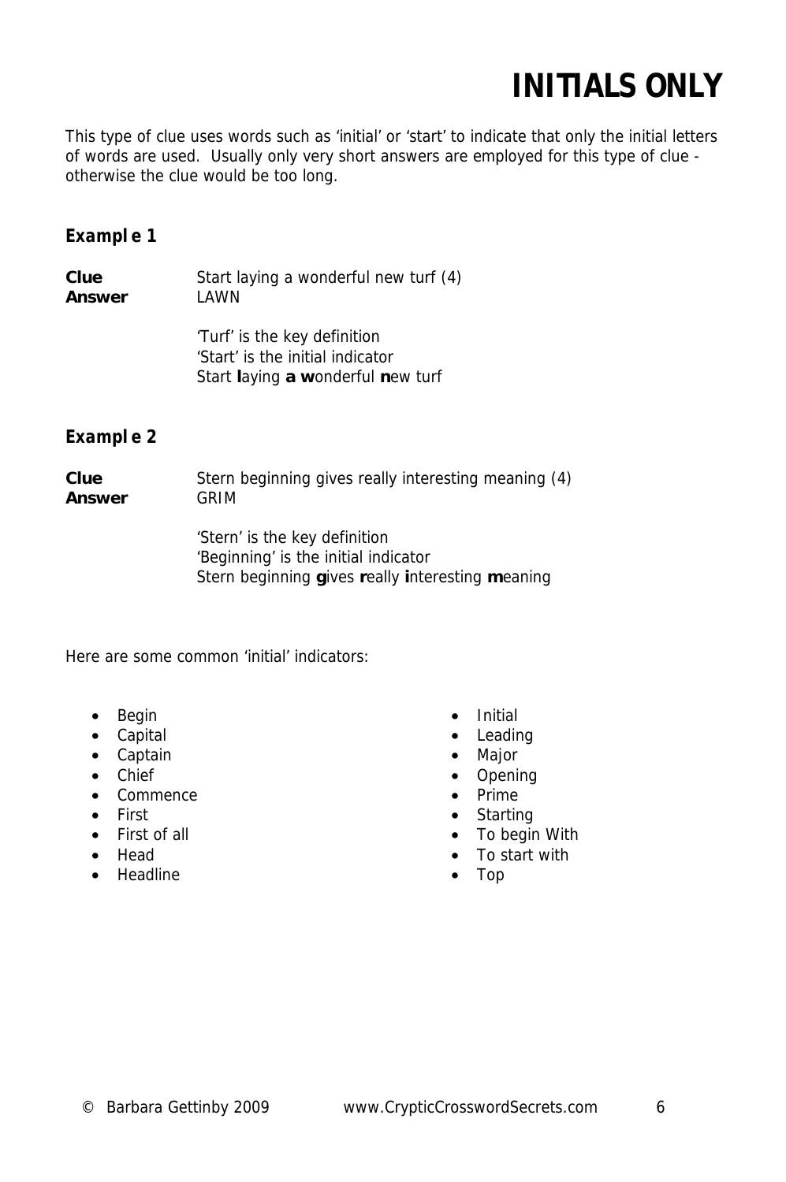# INITIALS ONLY

This type of clue uses words such as 'initial' or 'start' to indicate that only the initial letters of words are used. Usually only very short answers are employed for this type of clue - otherwise the clue would be too long.

### *Example 1*

**Clue** Start laying a wonderful new turf (4)
**Answer** LAWN

'Turf' is the key definition
'Start' is the initial indicator
Start **l**aying **a w**onderful **n**ew turf

### *Example 2*

**Clue** Stern beginning gives really interesting meaning (4)
**Answer** GRIM

'Stern' is the key definition
'Beginning' is the initial indicator
Stern beginning **g**ives **r**eally **i**nteresting **m**eaning

Here are some common 'initial' indicators:

- Begin
- Capital
- Captain
- Chief
- Commence
- First
- First of all
- Head
- Headline
- Initial
- Leading
- Major
- Opening
- Prime
- Starting
- To begin With
- To start with
- Top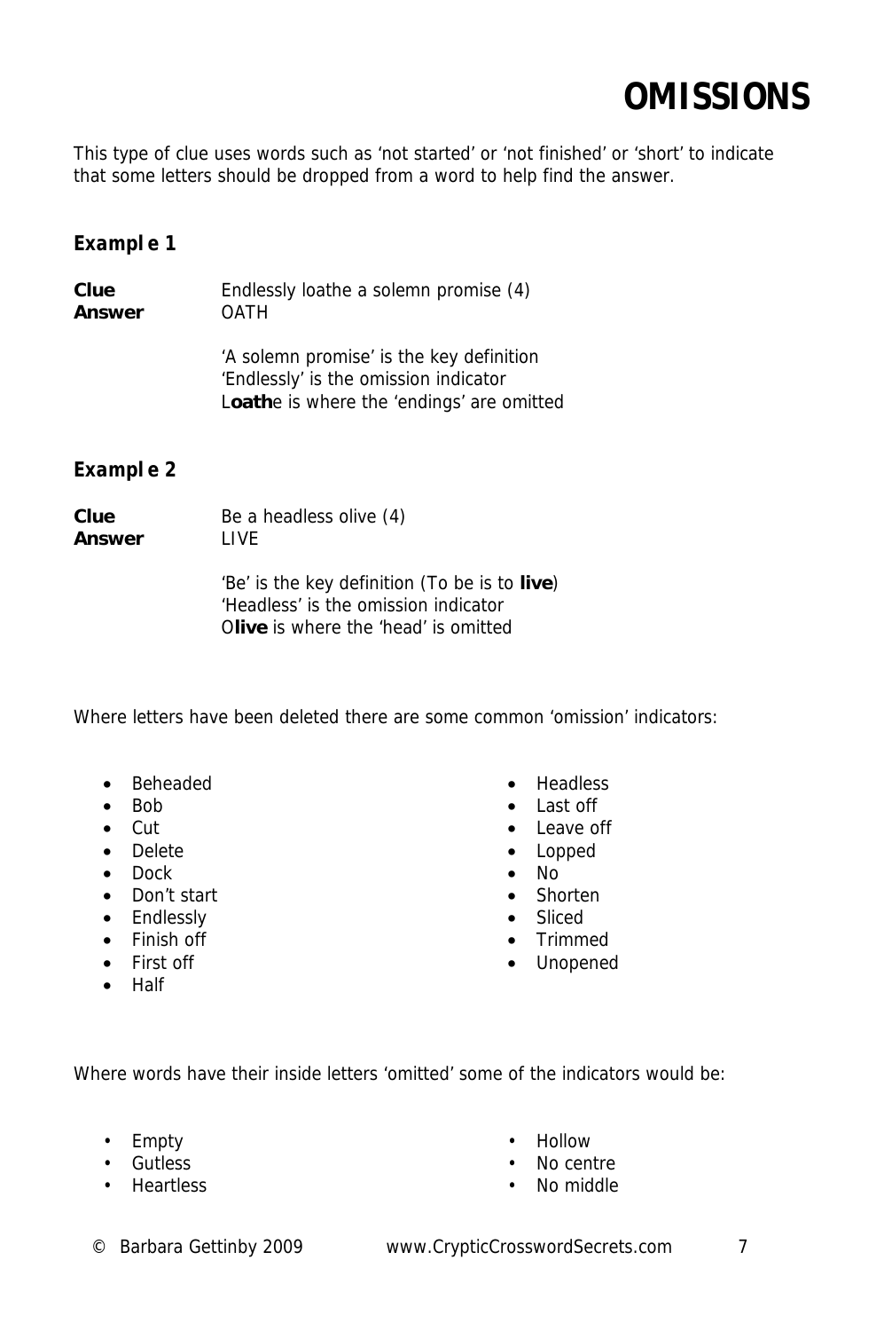# OMISSIONS

This type of clue uses words such as 'not started' or 'not finished' or 'short' to indicate that some letters should be dropped from a word to help find the answer.

***Example 1***

**Clue** Endlessly loathe a solemn promise (4)
**Answer** OATH

'A solemn promise' is the key definition
'Endlessly' is the omission indicator
L**oath**e is where the 'endings' are omitted

***Example 2***

**Clue** Be a headless olive (4)
**Answer** LIVE

'Be' is the key definition (To be is to **live**)
'Headless' is the omission indicator
O**live** is where the 'head' is omitted

Where letters have been deleted there are some common 'omission' indicators:

- Beheaded
- Bob
- Cut
- Delete
- Dock
- Don't start
- Endlessly
- Finish off
- First off
- Half
- Headless
- Last off
- Leave off
- Lopped
- No
- Shorten
- Sliced
- Trimmed
- Unopened

Where words have their inside letters 'omitted' some of the indicators would be:

- Empty
- Gutless
- Heartless
- Hollow
- No centre
- No middle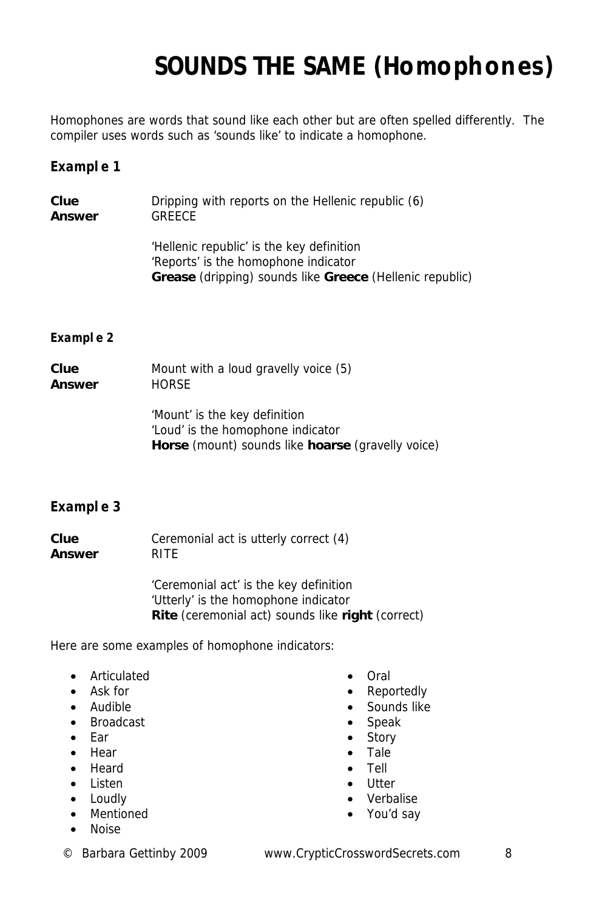# SOUNDS THE SAME (Homophones)

Homophones are words that sound like each other but are often spelled differently. The compiler uses words such as 'sounds like' to indicate a homophone.

### Example 1

**Clue** Dripping with reports on the Hellenic republic (6)
**Answer** GREECE

'Hellenic republic' is the key definition
'Reports' is the homophone indicator
**Grease** (dripping) sounds like **Greece** (Hellenic republic)

### Example 2

**Clue** Mount with a loud gravelly voice (5)
**Answer** HORSE

'Mount' is the key definition
'Loud' is the homophone indicator
**Horse** (mount) sounds like **hoarse** (gravelly voice)

### Example 3

**Clue** Ceremonial act is utterly correct (4)
**Answer** RITE

'Ceremonial act' is the key definition
'Utterly' is the homophone indicator
**Rite** (ceremonial act) sounds like **right** (correct)

Here are some examples of homophone indicators:

- Articulated
- Ask for
- Audible
- Broadcast
- Ear
- Hear
- Heard
- Listen
- Loudly
- Mentioned
- Noise
- Oral
- Reportedly
- Sounds like
- Speak
- Story
- Tale
- Tell
- Utter
- Verbalise
- You'd say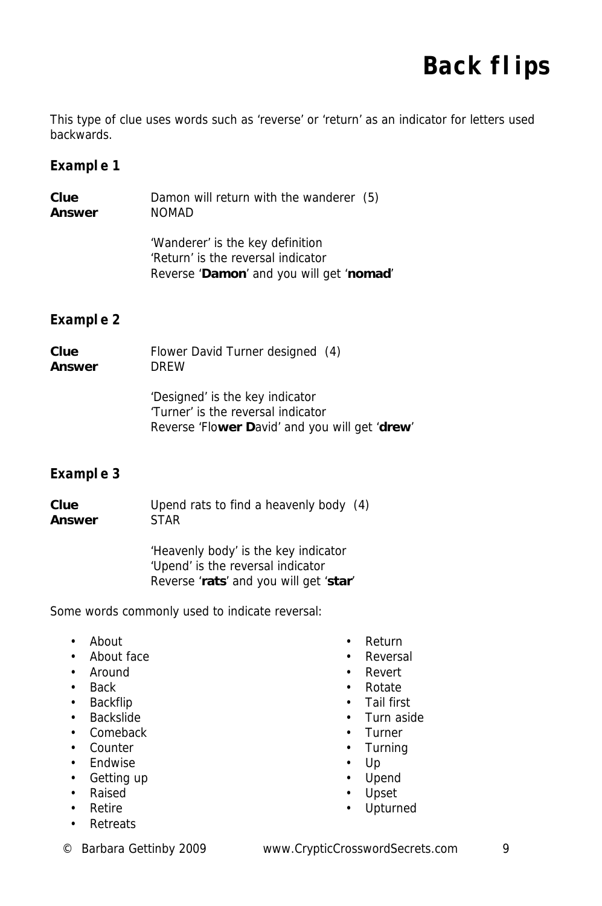# Back flips

This type of clue uses words such as 'reverse' or 'return' as an indicator for letters used backwards.

### Example 1

**Clue** Damon will return with the wanderer (5)
**Answer** NOMAD

'Wanderer' is the key definition
'Return' is the reversal indicator
Reverse '**Damon**' and you will get '**nomad**'

### Example 2

**Clue** Flower David Turner designed (4)
**Answer** DREW

'Designed' is the key indicator
'Turner' is the reversal indicator
Reverse 'Flo**wer D**avid' and you will get '**drew**'

### Example 3

**Clue** Upend rats to find a heavenly body (4)
**Answer** STAR

'Heavenly body' is the key indicator
'Upend' is the reversal indicator
Reverse '**rats**' and you will get '**star**'

Some words commonly used to indicate reversal:

- About
- About face
- Around
- Back
- Backflip
- Backslide
- Comeback
- Counter
- Endwise
- Getting up
- Raised
- Retire
- Retreats
- Return
- Reversal
- Revert
- Rotate
- Tail first
- Turn aside
- Turner
- Turning
- Up
- Upend
- Upset
- Upturned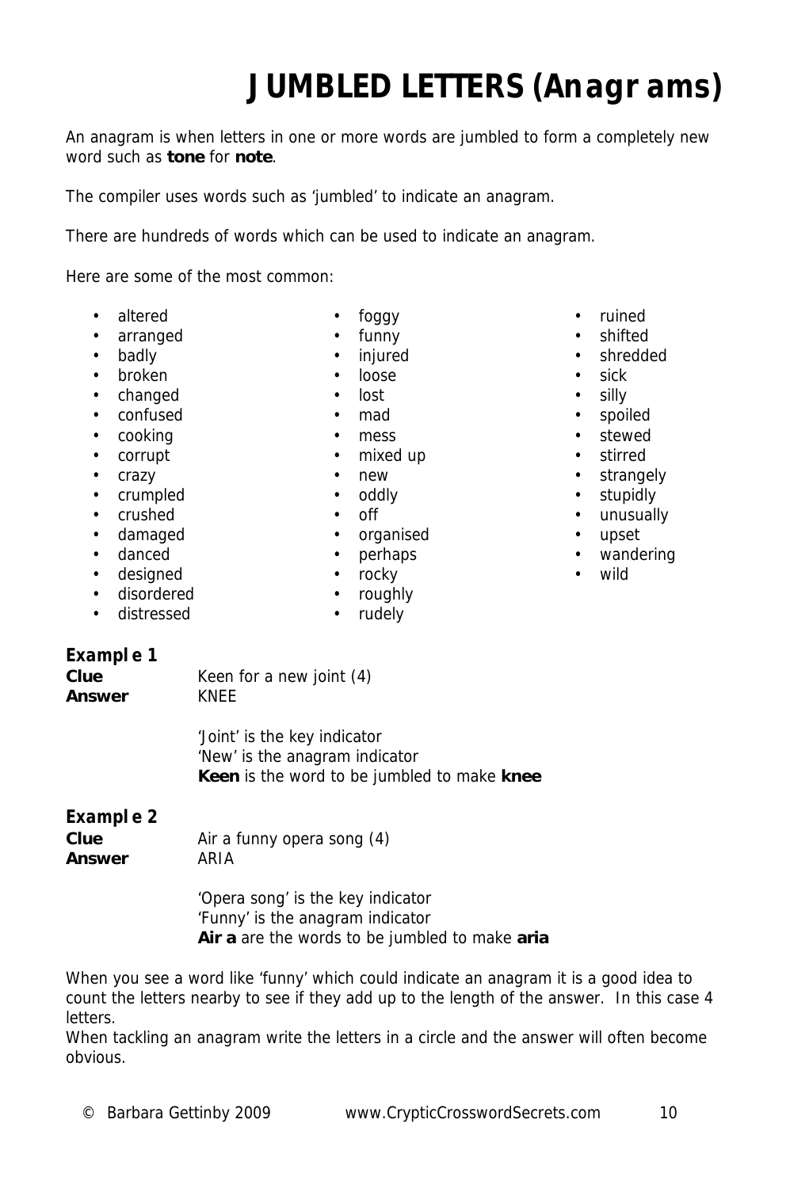# JUMBLED LETTERS (Anagrams)

An anagram is when letters in one or more words are jumbled to form a completely new word such as **tone** for **note**.

The compiler uses words such as 'jumbled' to indicate an anagram.

There are hundreds of words which can be used to indicate an anagram.

Here are some of the most common:

- altered
- arranged
- badly
- broken
- changed
- confused
- cooking
- corrupt
- crazy
- crumpled
- crushed
- damaged
- danced
- designed
- disordered
- distressed
- foggy
- funny
- injured
- loose
- lost
- mad
- mess
- mixed up
- new
- oddly
- off
- organised
- perhaps
- rocky
- roughly
- rudely
- ruined
- shifted
- shredded
- sick
- silly
- spoiled
- stewed
- stirred
- strangely
- stupidly
- unusually
- upset
- wandering
- wild

***Example 1***

**Clue** Keen for a new joint (4)

**Answer** KNEE

'Joint' is the key indicator
'New' is the anagram indicator
**Keen** is the word to be jumbled to make **knee**

***Example 2***

**Clue** Air a funny opera song (4)

**Answer** ARIA

'Opera song' is the key indicator
'Funny' is the anagram indicator
**Air a** are the words to be jumbled to make **aria**

When you see a word like 'funny' which could indicate an anagram it is a good idea to count the letters nearby to see if they add up to the length of the answer. In this case 4 letters.
When tackling an anagram write the letters in a circle and the answer will often become obvious.

© Barbara Gettinby 2009 www.CrypticCrosswordSecrets.com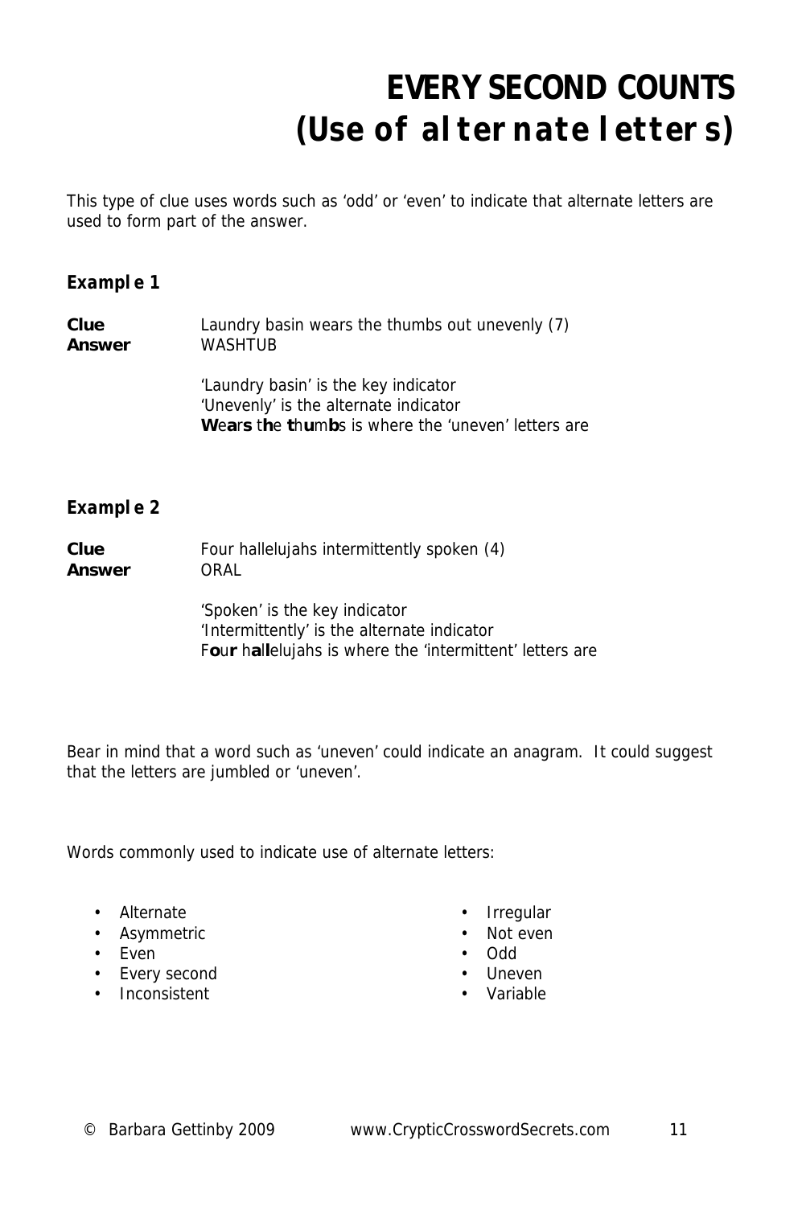# EVERY SECOND COUNTS
# (Use of alternate letters)

This type of clue uses words such as 'odd' or 'even' to indicate that alternate letters are used to form part of the answer.

### Example 1

**Clue** Laundry basin wears the thumbs out unevenly (7)
**Answer** WASHTUB

'Laundry basin' is the key indicator
'Unevenly' is the alternate indicator
**W**e**a**r**s** t**h**e **t**h**u**m**b**s is where the 'uneven' letters are

### Example 2

**Clue** Four hallelujahs intermittently spoken (4)
**Answer** ORAL

'Spoken' is the key indicator
'Intermittently' is the alternate indicator
F**o**u**r** h**all**elujahs is where the 'intermittent' letters are

Bear in mind that a word such as 'uneven' could indicate an anagram. It could suggest that the letters are jumbled or 'uneven'.

Words commonly used to indicate use of alternate letters:

- Alternate
- Asymmetric
- Even
- Every second
- Inconsistent
- Irregular
- Not even
- Odd
- Uneven
- Variable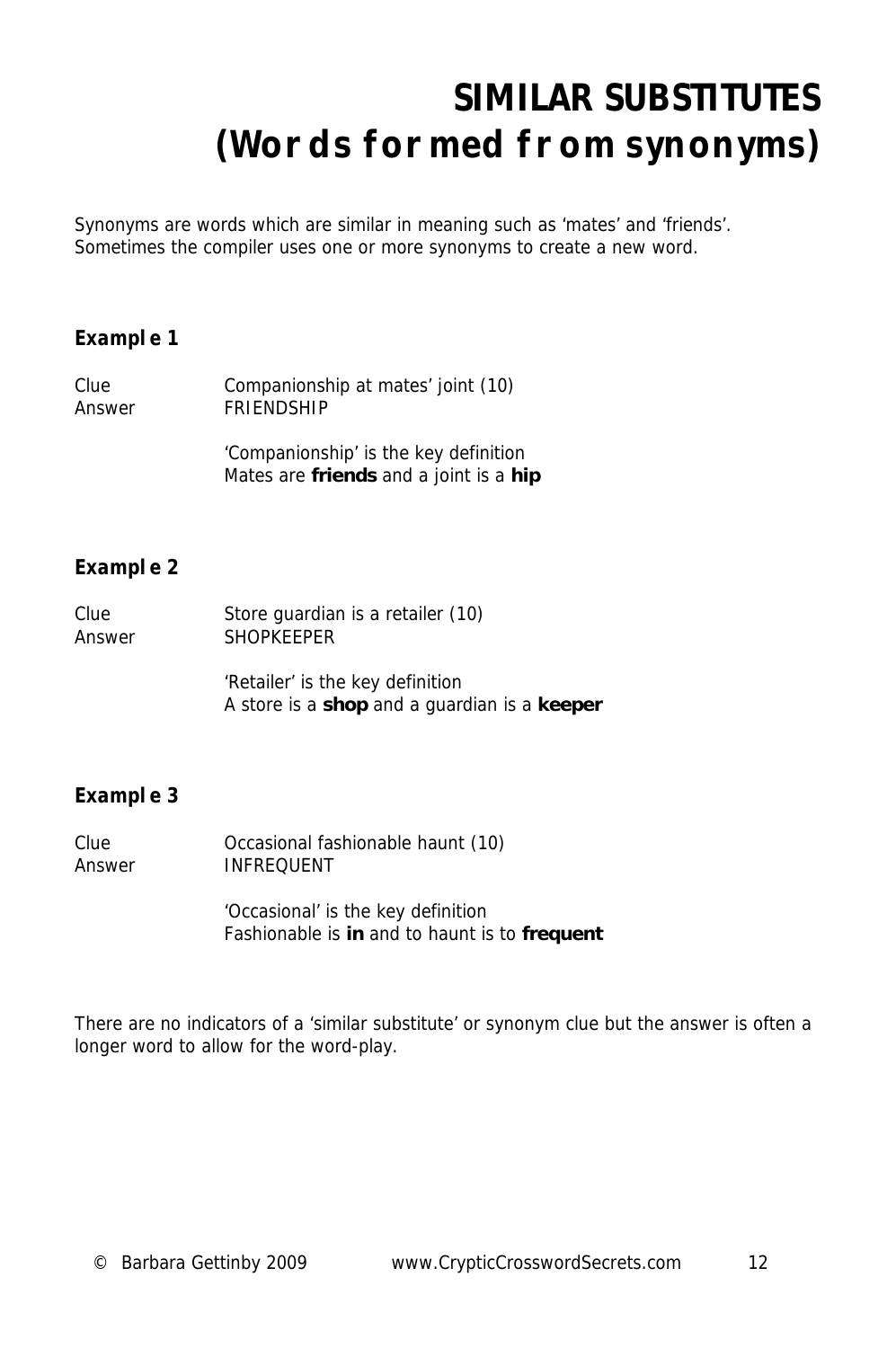# SIMILAR SUBSTITUTES
# (Words formed from synonyms)

Synonyms are words which are similar in meaning such as 'mates' and 'friends'. Sometimes the compiler uses one or more synonyms to create a new word.

### Example 1

Clue: Companionship at mates' joint (10)
Answer: FRIENDSHIP

'Companionship' is the key definition
Mates are **friends** and a joint is a **hip**

### Example 2

Clue: Store guardian is a retailer (10)
Answer: SHOPKEEPER

'Retailer' is the key definition
A store is a **shop** and a guardian is a **keeper**

### Example 3

Clue: Occasional fashionable haunt (10)
Answer: INFREQUENT

'Occasional' is the key definition
Fashionable is **in** and to haunt is to **frequent**

There are no indicators of a 'similar substitute' or synonym clue but the answer is often a longer word to allow for the word-play.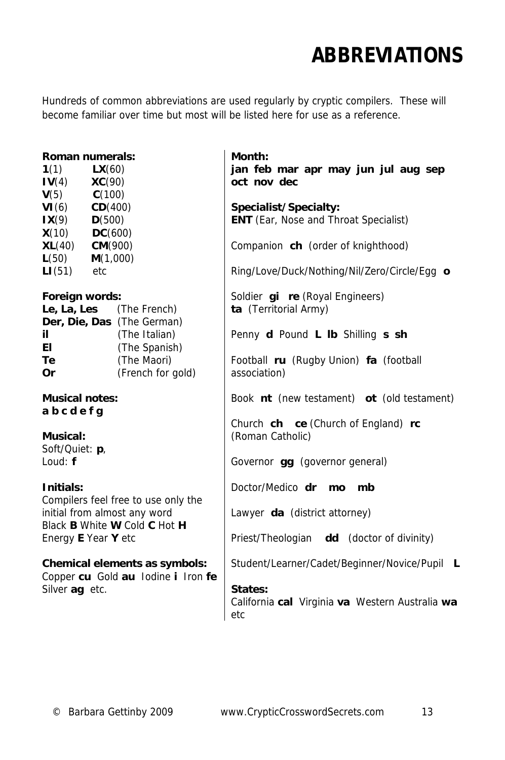# ABBREVIATIONS

Hundreds of common abbreviations are used regularly by cryptic compilers. These will become familiar over time but most will be listed here for use as a reference.

**Roman numerals:**

| | |
|---|---|
| **1**(1) | **LX**(60) |
| **IV**(4) | **XC**(90) |
| **V**(5) | **C**(100) |
| **VI**(6) | **CD**(400) |
| **IX**(9) | **D**(500) |
| **X**(10) | **DC**(600) |
| **XL**(40) | **CM**(900) |
| **L**(50) | **M**(1,000) |
| **LI**(51) | etc |

**Foreign words:**

| | |
|---|---|
| **Le, La, Les** | (The French) |
| **Der, Die, Das** | (The German) |
| **il** | (The Italian) |
| **El** | (The Spanish) |
| **Te** | (The Maori) |
| **Or** | (French for gold) |

**Musical notes:**
**a b c d e f g**

**Musical:**
Soft/Quiet: **p**,
Loud: **f**

**Initials:**
Compilers feel free to use only the initial from almost any word
Black **B** White **W** Cold **C** Hot **H**
Energy **E** Year **Y** etc

**Chemical elements as symbols:**
Copper **cu** Gold **au** Iodine **i** Iron **fe**
Silver **ag** etc.

**Month:**
**jan feb mar apr may jun jul aug sep oct nov dec**

**Specialist/Specialty:**
**ENT** (Ear, Nose and Throat Specialist)

Companion **ch** (order of knighthood)

Ring/Love/Duck/Nothing/Nil/Zero/Circle/Egg **o**

Soldier **gi re** (Royal Engineers)
**ta** (Territorial Army)

Penny **d** Pound **L lb** Shilling **s sh**

Football **ru** (Rugby Union) **fa** (football association)

Book **nt** (new testament) **ot** (old testament)

Church **ch ce** (Church of England) **rc** (Roman Catholic)

Governor **gg** (governor general)

Doctor/Medico **dr mo mb**

Lawyer **da** (district attorney)

Priest/Theologian **dd** (doctor of divinity)

Student/Learner/Cadet/Beginner/Novice/Pupil **L**

**States:**
California **cal** Virginia **va** Western Australia **wa** etc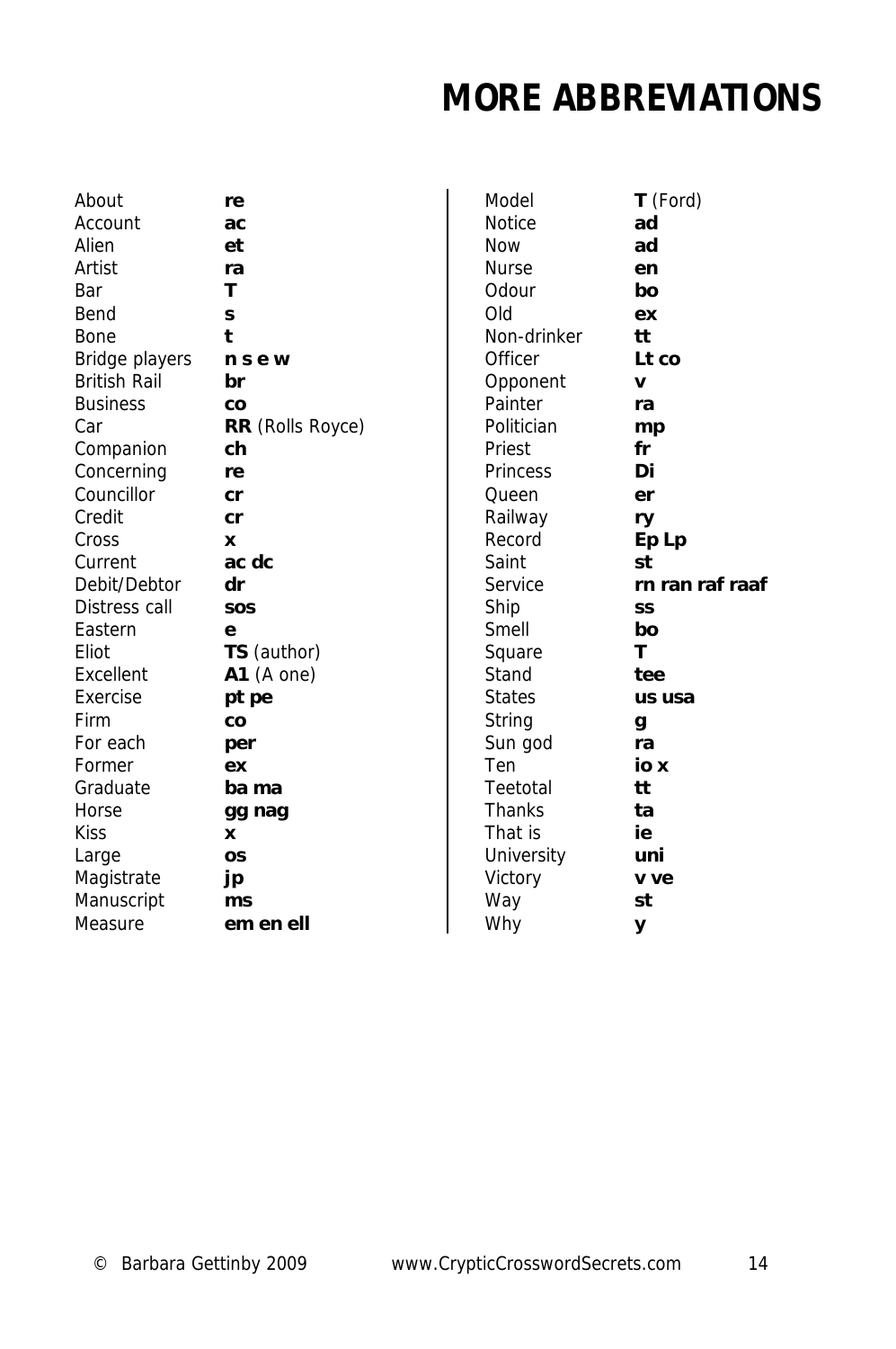# MORE ABBREVIATIONS

| | |
|---|---|
| About | **re** |
| Account | **ac** |
| Alien | **et** |
| Artist | **ra** |
| Bar | **T** |
| Bend | **s** |
| Bone | **t** |
| Bridge players | **n s e w** |
| British Rail | **br** |
| Business | **co** |
| Car | **RR** (Rolls Royce) |
| Companion | **ch** |
| Concerning | **re** |
| Councillor | **cr** |
| Credit | **cr** |
| Cross | **x** |
| Current | **ac dc** |
| Debit/Debtor | **dr** |
| Distress call | **sos** |
| Eastern | **e** |
| Eliot | **TS** (author) |
| Excellent | **A1** (A one) |
| Exercise | **pt pe** |
| Firm | **co** |
| For each | **per** |
| Former | **ex** |
| Graduate | **ba ma** |
| Horse | **gg nag** |
| Kiss | **x** |
| Large | **os** |
| Magistrate | **jp** |
| Manuscript | **ms** |
| Measure | **em en ell** |
| Model | **T** (Ford) |
| Notice | **ad** |
| Now | **ad** |
| Nurse | **en** |
| Odour | **bo** |
| Old | **ex** |
| Non-drinker | **tt** |
| Officer | **Lt co** |
| Opponent | **v** |
| Painter | **ra** |
| Politician | **mp** |
| Priest | **fr** |
| Princess | **Di** |
| Queen | **er** |
| Railway | **ry** |
| Record | **Ep Lp** |
| Saint | **st** |
| Service | **rn ran raf raaf** |
| Ship | **ss** |
| Smell | **bo** |
| Square | **T** |
| Stand | **tee** |
| States | **us usa** |
| String | **g** |
| Sun god | **ra** |
| Ten | **io x** |
| Teetotal | **tt** |
| Thanks | **ta** |
| That is | **ie** |
| University | **uni** |
| Victory | **v ve** |
| Way | **st** |
| Why | **y** |

© Barbara Gettinby 2009 www.CrypticCrosswordSecrets.com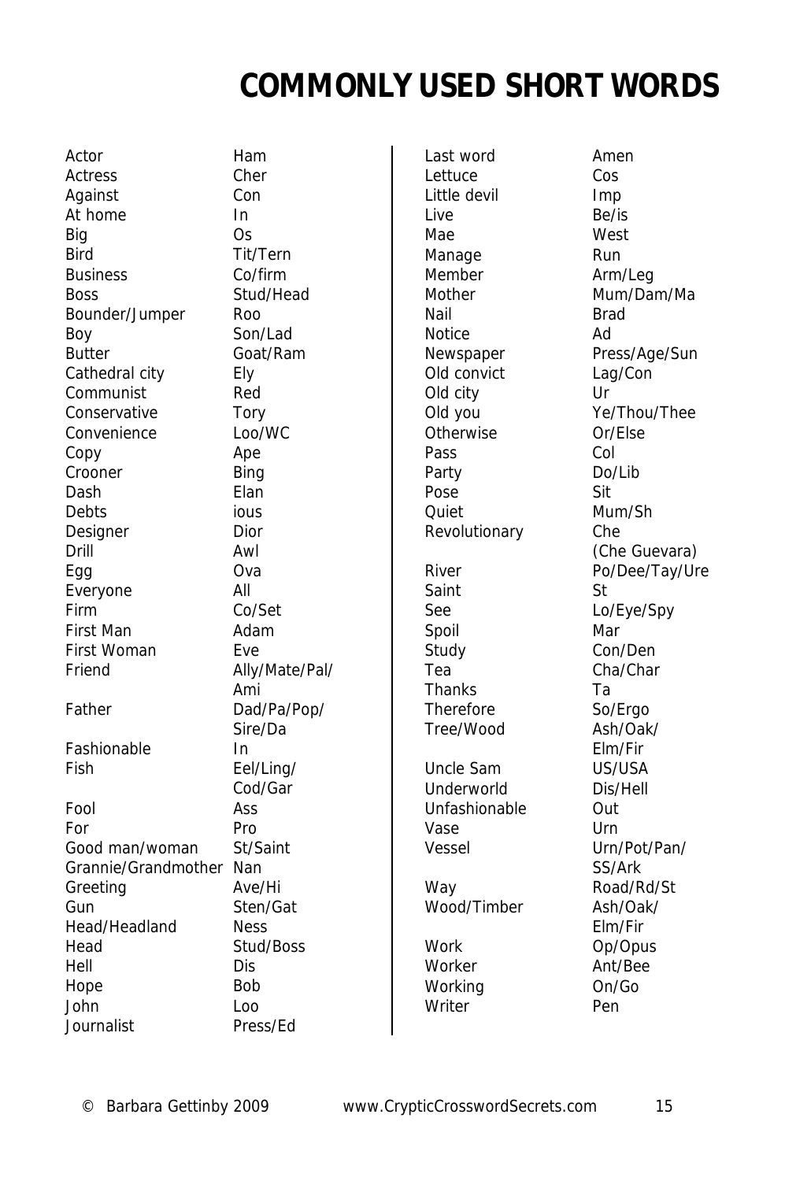# COMMONLY USED SHORT WORDS

| | |
|---|---|
| Actor | Ham |
| Actress | Cher |
| Against | Con |
| At home | In |
| Big | Os |
| Bird | Tit/Tern |
| Business | Co/firm |
| Boss | Stud/Head |
| Bounder/Jumper | Roo |
| Boy | Son/Lad |
| Butter | Goat/Ram |
| Cathedral city | Ely |
| Communist | Red |
| Conservative | Tory |
| Convenience | Loo/WC |
| Copy | Ape |
| Crooner | Bing |
| Dash | Elan |
| Debts | ious |
| Designer | Dior |
| Drill | Awl |
| Egg | Ova |
| Everyone | All |
| Firm | Co/Set |
| First Man | Adam |
| First Woman | Eve |
| Friend | Ally/Mate/Pal/ Ami |
| Father | Dad/Pa/Pop/ Sire/Da |
| Fashionable | In |
| Fish | Eel/Ling/ Cod/Gar |
| Fool | Ass |
| For | Pro |
| Good man/woman | St/Saint |
| Grannie/Grandmother | Nan |
| Greeting | Ave/Hi |
| Gun | Sten/Gat |
| Head/Headland | Ness |
| Head | Stud/Boss |
| Hell | Dis |
| Hope | Bob |
| John | Loo |
| Journalist | Press/Ed |
| Last word | Amen |
| Lettuce | Cos |
| Little devil | Imp |
| Live | Be/is |
| Mae | West |
| Manage | Run |
| Member | Arm/Leg |
| Mother | Mum/Dam/Ma |
| Nail | Brad |
| Notice | Ad |
| Newspaper | Press/Age/Sun |
| Old convict | Lag/Con |
| Old city | Ur |
| Old you | Ye/Thou/Thee |
| Otherwise | Or/Else |
| Pass | Col |
| Party | Do/Lib |
| Pose | Sit |
| Quiet | Mum/Sh |
| Revolutionary | Che (Che Guevara) |
| River | Po/Dee/Tay/Ure |
| Saint | St |
| See | Lo/Eye/Spy |
| Spoil | Mar |
| Study | Con/Den |
| Tea | Cha/Char |
| Thanks | Ta |
| Therefore | So/Ergo |
| Tree/Wood | Ash/Oak/ Elm/Fir |
| Uncle Sam | US/USA |
| Underworld | Dis/Hell |
| Unfashionable | Out |
| Vase | Urn |
| Vessel | Urn/Pot/Pan/ SS/Ark |
| Way | Road/Rd/St |
| Wood/Timber | Ash/Oak/ Elm/Fir |
| Work | Op/Opus |
| Worker | Ant/Bee |
| Working | On/Go |
| Writer | Pen |

© Barbara Gettinby 2009 www.CrypticCrosswordSecrets.com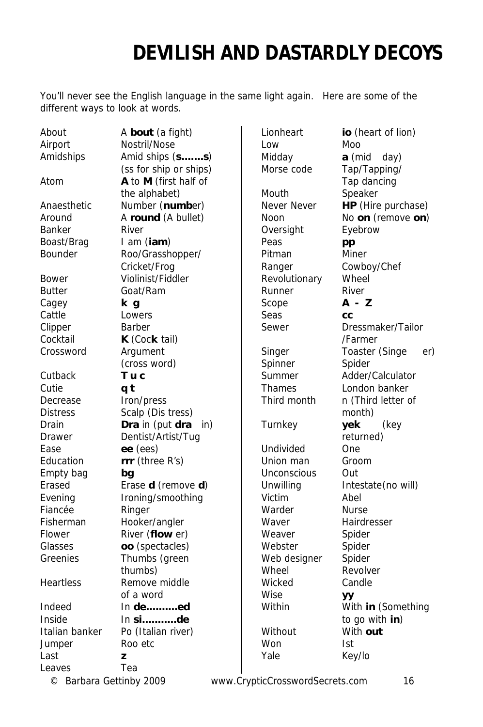# DEVILISH AND DASTARDLY DECOYS

You'll never see the English language in the same light again. Here are some of the different ways to look at words.

| | |
|---|---|
| About | A **bout** (a fight) |
| Airport | Nostril/Nose |
| Amidships | Amid ships (**s.......s**) (ss for ship or ships) |
| Atom | **A** to **M** (first half of the alphabet) |
| Anaesthetic | Number (**numb**er) |
| Around | A **round** (A bullet) |
| Banker | River |
| Boast/Brag | I am (**iam**) |
| Bounder | Roo/Grasshopper/ Cricket/Frog |
| Bower | Violinist/Fiddler |
| Butter | Goat/Ram |
| Cagey | **k g** |
| Cattle | Lowers |
| Clipper | Barber |
| Cocktail | **K** (Coc**k** tail) |
| Crossword | Argument (cross word) |
| Cutback | **T u c** |
| Cutie | **q t** |
| Decrease | Iron/press |
| Distress | Scalp (Dis tress) |
| Drain | **Dra** in (put **dra** in) |
| Drawer | Dentist/Artist/Tug |
| Ease | **ee** (ees) |
| Education | **rrr** (three R's) |
| Empty bag | **bg** |
| Erased | Erase **d** (remove **d**) |
| Evening | Ironing/smoothing |
| Fiancée | Ringer |
| Fisherman | Hooker/angler |
| Flower | River (**flow** er) |
| Glasses | **oo** (spectacles) |
| Greenies | Thumbs (green thumbs) |
| Heartless | Remove middle of a word |
| Indeed | In **de..........ed** |
| Inside | In **si...........de** |
| Italian banker | Po (Italian river) |
| Jumper | Roo etc |
| Last | **z** |
| Leaves | Tea |
| Lionheart | **io** (heart of lion) |
| Low | Moo |
| Midday | **a** (mid day) |
| Morse code | Tap/Tapping/ Tap dancing |
| Mouth | Speaker |
| Never Never | **HP** (Hire purchase) |
| Noon | No **on** (remove **on**) |
| Oversight | Eyebrow |
| Peas | **pp** |
| Pitman | Miner |
| Ranger | Cowboy/Chef |
| Revolutionary | Wheel |
| Runner | River |
| Scope | **A - Z** |
| Seas | **cc** |
| Sewer | Dressmaker/Tailor /Farmer |
| Singer | Toaster (Singe er) |
| Spinner | Spider |
| Summer | Adder/Calculator |
| Thames | London banker |
| Third month | n (Third letter of month) |
| Turnkey | **yek** (key returned) |
| Undivided | One |
| Union man | Groom |
| Unconscious | Out |
| Unwilling | Intestate(no will) |
| Victim | Abel |
| Warder | Nurse |
| Waver | Hairdresser |
| Weaver | Spider |
| Webster | Spider |
| Web designer | Spider |
| Wheel | Revolver |
| Wicked | Candle |
| Wise | **yy** |
| Within | With **in** (Something to go with **in**) |
| Without | With **out** |
| Won | Ist |
| Yale | Key/lo |

© Barbara Gettinby 2009 www.CrypticCrosswordSecrets.com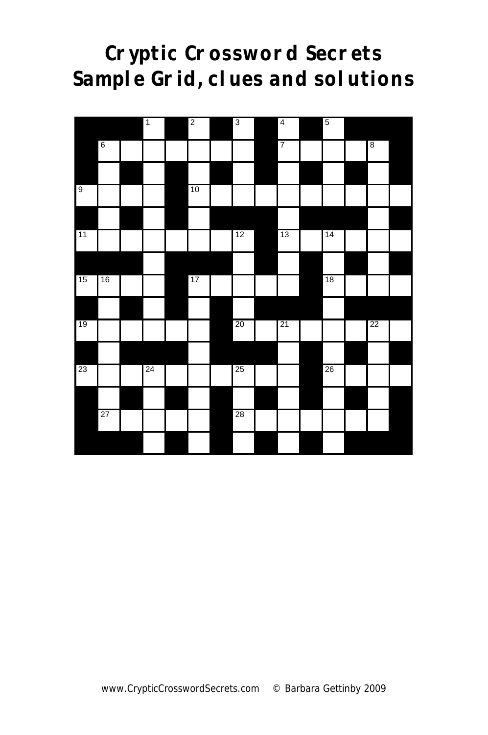# Cryptic Crossword Secrets
# Sample Grid, clues and solutions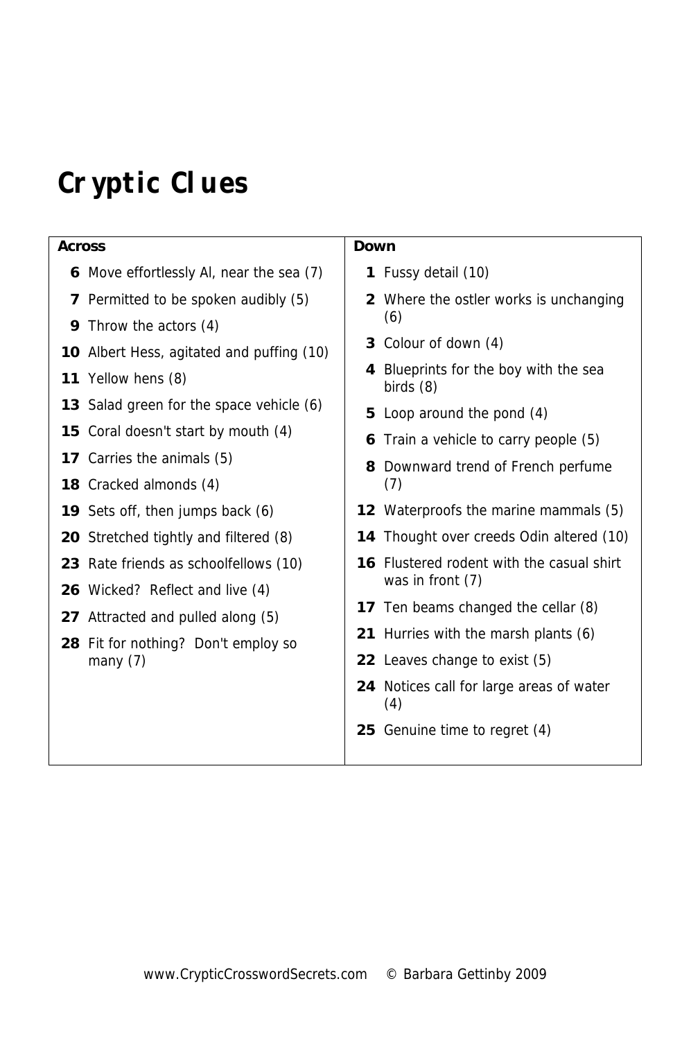# Cryptic Clues

| Across | Down |
|---|---|
| **6** Move effortlessly Al, near the sea (7) | **1** Fussy detail (10) |
| **7** Permitted to be spoken audibly (5) | **2** Where the ostler works is unchanging (6) |
| **9** Throw the actors (4) | **3** Colour of down (4) |
| **10** Albert Hess, agitated and puffing (10) | **4** Blueprints for the boy with the sea birds (8) |
| **11** Yellow hens (8) | **5** Loop around the pond (4) |
| **13** Salad green for the space vehicle (6) | **6** Train a vehicle to carry people (5) |
| **15** Coral doesn't start by mouth (4) | **8** Downward trend of French perfume (7) |
| **17** Carries the animals (5) | **12** Waterproofs the marine mammals (5) |
| **18** Cracked almonds (4) | **14** Thought over creeds Odin altered (10) |
| **19** Sets off, then jumps back (6) | **16** Flustered rodent with the casual shirt was in front (7) |
| **20** Stretched tightly and filtered (8) | **17** Ten beams changed the cellar (8) |
| **23** Rate friends as schoolfellows (10) | **21** Hurries with the marsh plants (6) |
| **26** Wicked? Reflect and live (4) | **22** Leaves change to exist (5) |
| **27** Attracted and pulled along (5) | **24** Notices call for large areas of water (4) |
| **28** Fit for nothing? Don't employ so many (7) | **25** Genuine time to regret (4) |

www.CrypticCrosswordSecrets.com © Barbara Gettinby 2009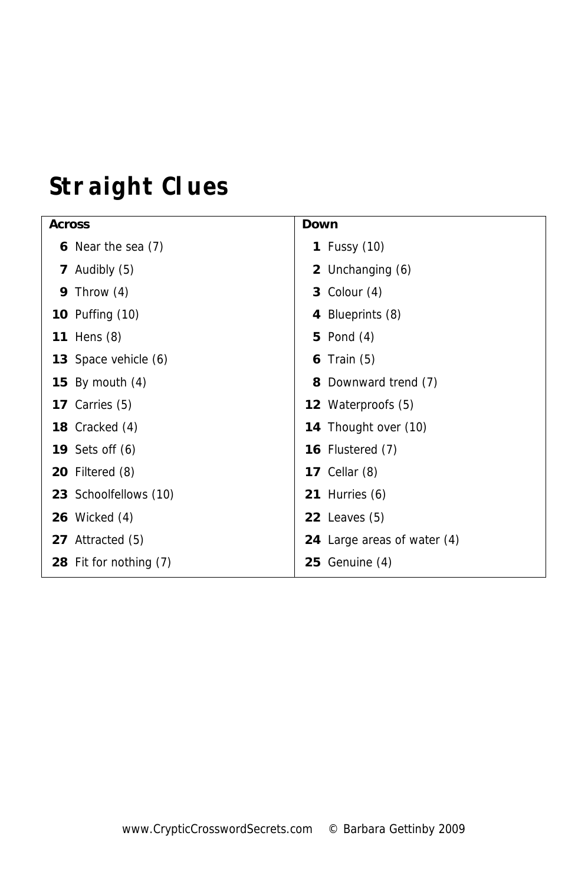# Straight Clues

| Across | Down |
|---|---|
| **6** Near the sea (7) | **1** Fussy (10) |
| **7** Audibly (5) | **2** Unchanging (6) |
| **9** Throw (4) | **3** Colour (4) |
| **10** Puffing (10) | **4** Blueprints (8) |
| **11** Hens (8) | **5** Pond (4) |
| **13** Space vehicle (6) | **6** Train (5) |
| **15** By mouth (4) | **8** Downward trend (7) |
| **17** Carries (5) | **12** Waterproofs (5) |
| **18** Cracked (4) | **14** Thought over (10) |
| **19** Sets off (6) | **16** Flustered (7) |
| **20** Filtered (8) | **17** Cellar (8) |
| **23** Schoolfellows (10) | **21** Hurries (6) |
| **26** Wicked (4) | **22** Leaves (5) |
| **27** Attracted (5) | **24** Large areas of water (4) |
| **28** Fit for nothing (7) | **25** Genuine (4) |

www.CrypticCrosswordSecrets.com © Barbara Gettinby 2009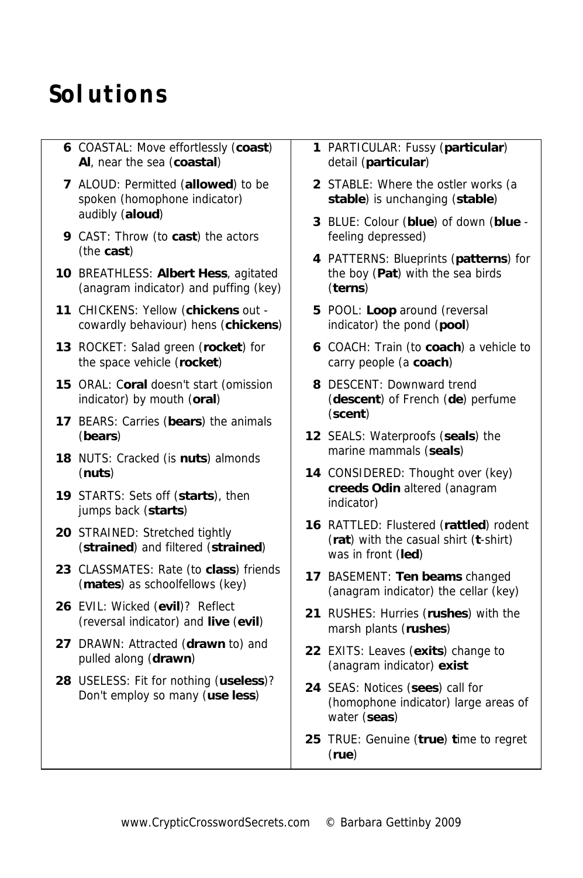# Solutions

**6** COASTAL: Move effortlessly (**coast**) **Al**, near the sea (**coastal**)

**7** ALOUD: Permitted (**allowed**) to be spoken (homophone indicator) audibly (**aloud**)

**9** CAST: Throw (to **cast**) the actors (the **cast**)

**10** BREATHLESS: **Albert Hess**, agitated (anagram indicator) and puffing (key)

**11** CHICKENS: Yellow (**chickens** out - cowardly behaviour) hens (**chickens**)

**13** ROCKET: Salad green (**rocket**) for the space vehicle (**rocket**)

**15** ORAL: C**oral** doesn't start (omission indicator) by mouth (**oral**)

**17** BEARS: Carries (**bears**) the animals (**bears**)

**18** NUTS: Cracked (is **nuts**) almonds (**nuts**)

**19** STARTS: Sets off (**starts**), then jumps back (**starts**)

**20** STRAINED: Stretched tightly (**strained**) and filtered (**strained**)

**23** CLASSMATES: Rate (to **class**) friends (**mates**) as schoolfellows (key)

**26** EVIL: Wicked (**evil**)? Reflect (reversal indicator) and **live** (**evil**)

**27** DRAWN: Attracted (**drawn** to) and pulled along (**drawn**)

**28** USELESS: Fit for nothing (**useless**)? Don't employ so many (**use less**)

**1** PARTICULAR: Fussy (**particular**) detail (**particular**)

**2** STABLE: Where the ostler works (a **stable**) is unchanging (**stable**)

**3** BLUE: Colour (**blue**) of down (**blue** - feeling depressed)

**4** PATTERNS: Blueprints (**patterns**) for the boy (**Pat**) with the sea birds (**terns**)

**5** POOL: **Loop** around (reversal indicator) the pond (**pool**)

**6** COACH: Train (to **coach**) a vehicle to carry people (a **coach**)

**8** DESCENT: Downward trend (**descent**) of French (**de**) perfume (**scent**)

**12** SEALS: Waterproofs (**seals**) the marine mammals (**seals**)

**14** CONSIDERED: Thought over (key) **creeds Odin** altered (anagram indicator)

**16** RATTLED: Flustered (**rattled**) rodent (**rat**) with the casual shirt (**t**-shirt) was in front (**led**)

**17** BASEMENT: **Ten beams** changed (anagram indicator) the cellar (key)

**21** RUSHES: Hurries (**rushes**) with the marsh plants (**rushes**)

**22** EXITS: Leaves (**exits**) change to (anagram indicator) **exist**

**24** SEAS: Notices (**sees**) call for (homophone indicator) large areas of water (**seas**)

**25** TRUE: Genuine (**true**) **t**ime to regret (**rue**)

www.CrypticCrosswordSecrets.com © Barbara Gettinby 2009